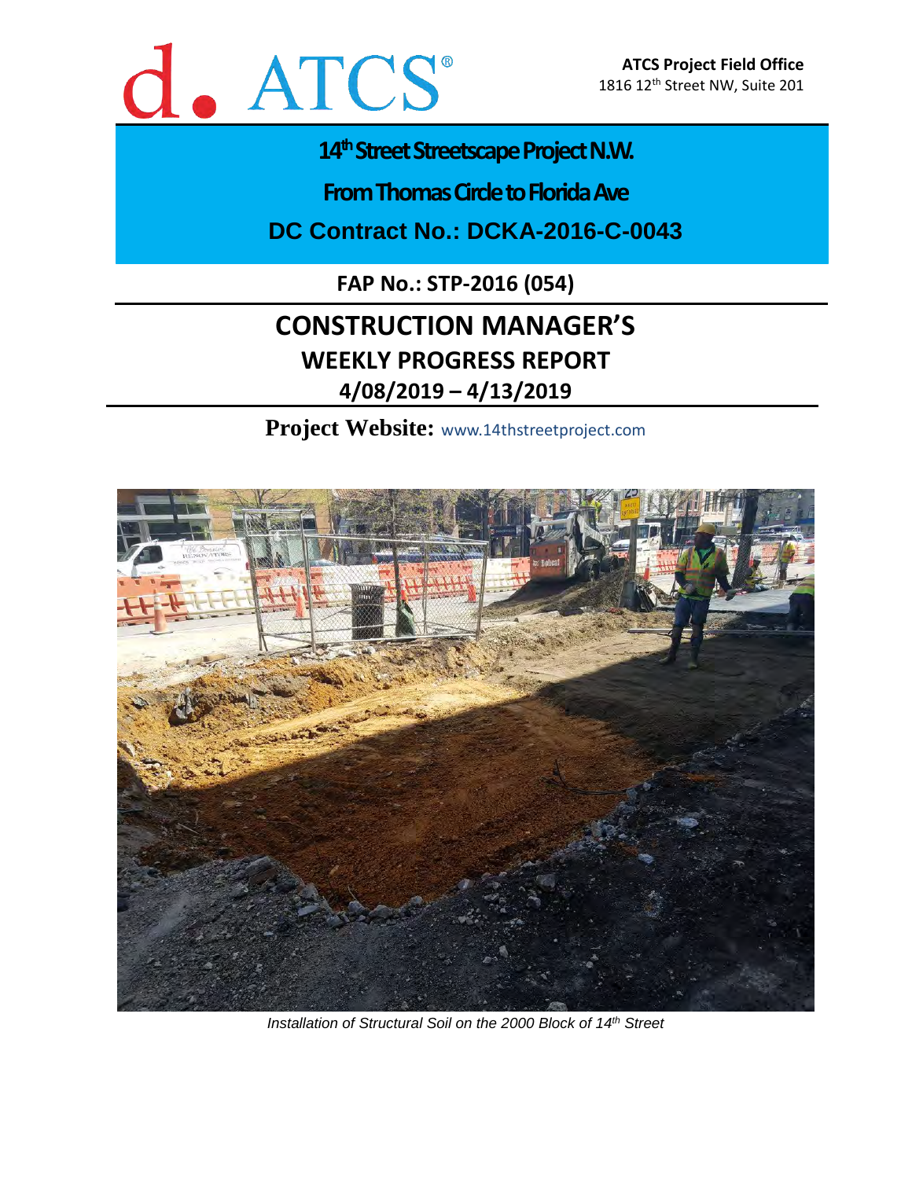d. ATCS®

**ATCS Project Field Office**
1816 12th Street NW, Suite 201

# 14th Street Streetscape Project N.W.

## From Thomas Circle to Florida Ave

## DC Contract No.: DCKA-2016-C-0043

**FAP No.: STP-2016 (054)**

# CONSTRUCTION MANAGER'S

## WEEKLY PROGRESS REPORT

## 4/08/2019 – 4/13/2019

**Project Website:** www.14thstreetproject.com

*Installation of Structural Soil on the 2000 Block of 14th Street*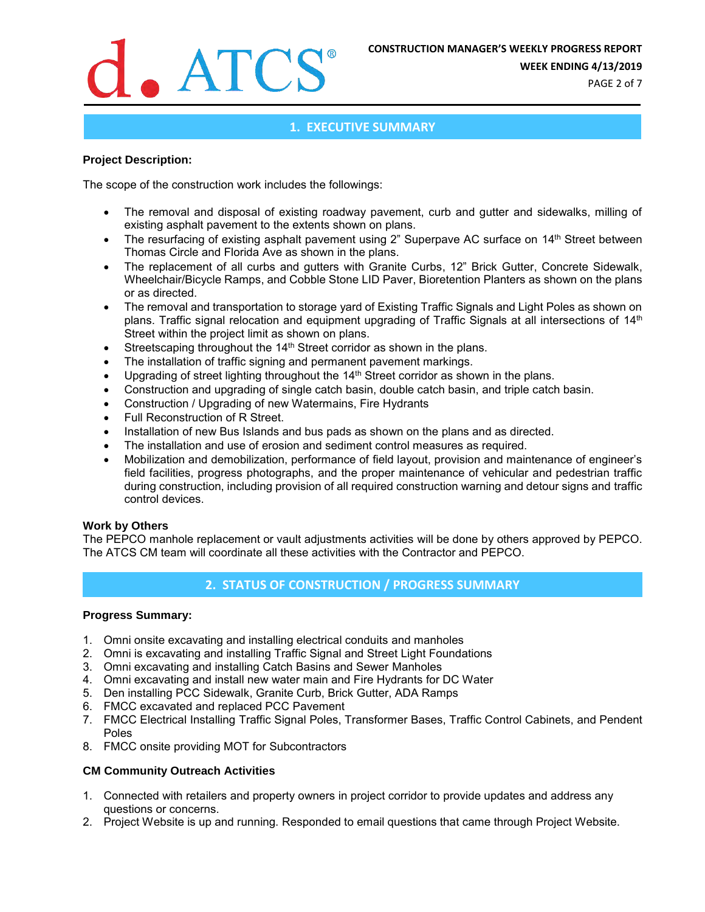## 1. EXECUTIVE SUMMARY

**Project Description:**

The scope of the construction work includes the followings:

- The removal and disposal of existing roadway pavement, curb and gutter and sidewalks, milling of existing asphalt pavement to the extents shown on plans.
- The resurfacing of existing asphalt pavement using 2" Superpave AC surface on 14th Street between Thomas Circle and Florida Ave as shown in the plans.
- The replacement of all curbs and gutters with Granite Curbs, 12" Brick Gutter, Concrete Sidewalk, Wheelchair/Bicycle Ramps, and Cobble Stone LID Paver, Bioretention Planters as shown on the plans or as directed.
- The removal and transportation to storage yard of Existing Traffic Signals and Light Poles as shown on plans. Traffic signal relocation and equipment upgrading of Traffic Signals at all intersections of 14th Street within the project limit as shown on plans.
- Streetscaping throughout the 14th Street corridor as shown in the plans.
- The installation of traffic signing and permanent pavement markings.
- Upgrading of street lighting throughout the 14th Street corridor as shown in the plans.
- Construction and upgrading of single catch basin, double catch basin, and triple catch basin.
- Construction / Upgrading of new Watermains, Fire Hydrants
- Full Reconstruction of R Street.
- Installation of new Bus Islands and bus pads as shown on the plans and as directed.
- The installation and use of erosion and sediment control measures as required.
- Mobilization and demobilization, performance of field layout, provision and maintenance of engineer's field facilities, progress photographs, and the proper maintenance of vehicular and pedestrian traffic during construction, including provision of all required construction warning and detour signs and traffic control devices.

**Work by Others**

The PEPCO manhole replacement or vault adjustments activities will be done by others approved by PEPCO. The ATCS CM team will coordinate all these activities with the Contractor and PEPCO.

## 2. STATUS OF CONSTRUCTION / PROGRESS SUMMARY

**Progress Summary:**

1. Omni onsite excavating and installing electrical conduits and manholes
2. Omni is excavating and installing Traffic Signal and Street Light Foundations
3. Omni excavating and installing Catch Basins and Sewer Manholes
4. Omni excavating and install new water main and Fire Hydrants for DC Water
5. Den installing PCC Sidewalk, Granite Curb, Brick Gutter, ADA Ramps
6. FMCC excavated and replaced PCC Pavement
7. FMCC Electrical Installing Traffic Signal Poles, Transformer Bases, Traffic Control Cabinets, and Pendent Poles
8. FMCC onsite providing MOT for Subcontractors

**CM Community Outreach Activities**

1. Connected with retailers and property owners in project corridor to provide updates and address any questions or concerns.
2. Project Website is up and running. Responded to email questions that came through Project Website.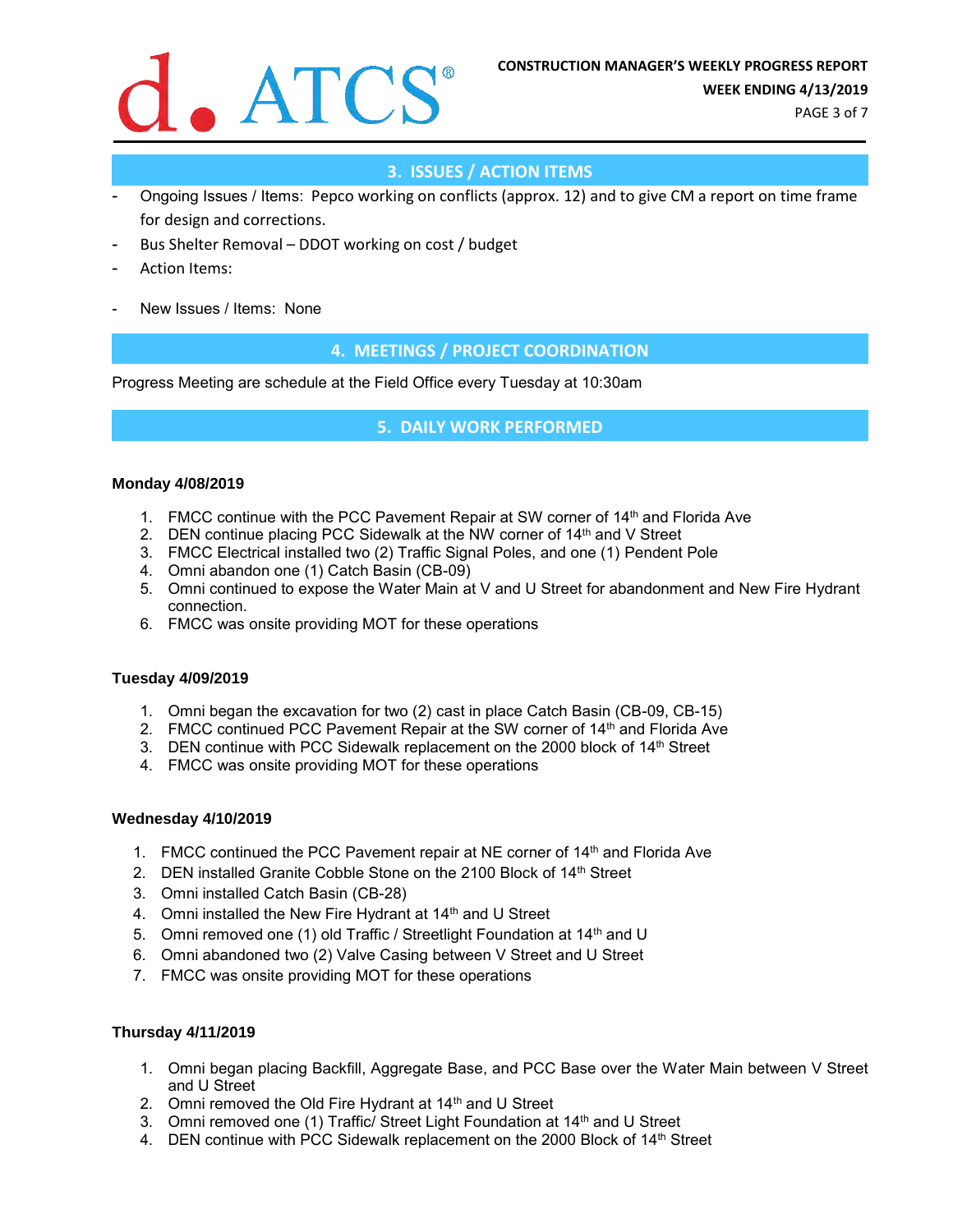## 3. ISSUES / ACTION ITEMS

- Ongoing Issues / Items: Pepco working on conflicts (approx. 12) and to give CM a report on time frame for design and corrections.
- Bus Shelter Removal – DDOT working on cost / budget
- Action Items:

- New Issues / Items: None

## 4. MEETINGS / PROJECT COORDINATION

Progress Meeting are schedule at the Field Office every Tuesday at 10:30am

## 5. DAILY WORK PERFORMED

**Monday 4/08/2019**

1. FMCC continue with the PCC Pavement Repair at SW corner of 14th and Florida Ave
2. DEN continue placing PCC Sidewalk at the NW corner of 14th and V Street
3. FMCC Electrical installed two (2) Traffic Signal Poles, and one (1) Pendent Pole
4. Omni abandon one (1) Catch Basin (CB-09)
5. Omni continued to expose the Water Main at V and U Street for abandonment and New Fire Hydrant connection.
6. FMCC was onsite providing MOT for these operations

**Tuesday 4/09/2019**

1. Omni began the excavation for two (2) cast in place Catch Basin (CB-09, CB-15)
2. FMCC continued PCC Pavement Repair at the SW corner of 14th and Florida Ave
3. DEN continue with PCC Sidewalk replacement on the 2000 block of 14th Street
4. FMCC was onsite providing MOT for these operations

**Wednesday 4/10/2019**

1. FMCC continued the PCC Pavement repair at NE corner of 14th and Florida Ave
2. DEN installed Granite Cobble Stone on the 2100 Block of 14th Street
3. Omni installed Catch Basin (CB-28)
4. Omni installed the New Fire Hydrant at 14th and U Street
5. Omni removed one (1) old Traffic / Streetlight Foundation at 14th and U
6. Omni abandoned two (2) Valve Casing between V Street and U Street
7. FMCC was onsite providing MOT for these operations

**Thursday 4/11/2019**

1. Omni began placing Backfill, Aggregate Base, and PCC Base over the Water Main between V Street and U Street
2. Omni removed the Old Fire Hydrant at 14th and U Street
3. Omni removed one (1) Traffic/ Street Light Foundation at 14th and U Street
4. DEN continue with PCC Sidewalk replacement on the 2000 Block of 14th Street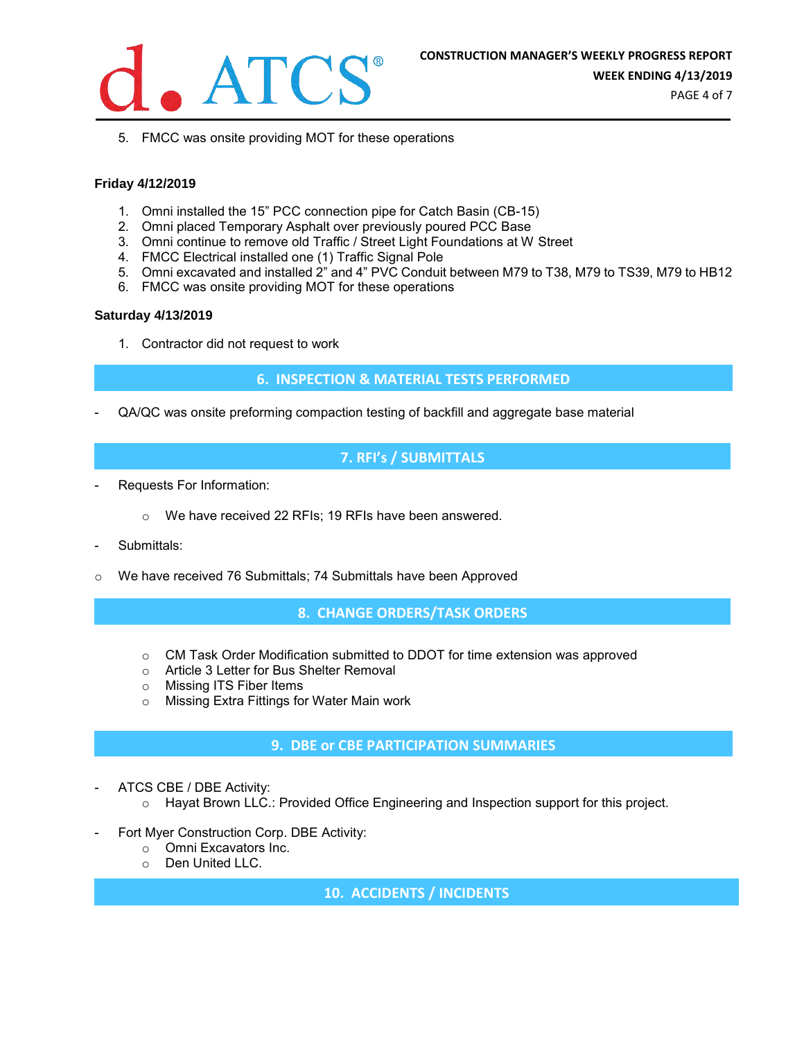5. FMCC was onsite providing MOT for these operations

**Friday 4/12/2019**

1. Omni installed the 15" PCC connection pipe for Catch Basin (CB-15)
2. Omni placed Temporary Asphalt over previously poured PCC Base
3. Omni continue to remove old Traffic / Street Light Foundations at W Street
4. FMCC Electrical installed one (1) Traffic Signal Pole
5. Omni excavated and installed 2" and 4" PVC Conduit between M79 to T38, M79 to TS39, M79 to HB12
6. FMCC was onsite providing MOT for these operations

**Saturday 4/13/2019**

1. Contractor did not request to work

## 6. INSPECTION & MATERIAL TESTS PERFORMED

- QA/QC was onsite preforming compaction testing of backfill and aggregate base material

## 7. RFI's / SUBMITTALS

- Requests For Information:
    - We have received 22 RFIs; 19 RFIs have been answered.
- Submittals:
- We have received 76 Submittals; 74 Submittals have been Approved

## 8. CHANGE ORDERS/TASK ORDERS

- CM Task Order Modification submitted to DDOT for time extension was approved
- Article 3 Letter for Bus Shelter Removal
- Missing ITS Fiber Items
- Missing Extra Fittings for Water Main work

## 9. DBE or CBE PARTICIPATION SUMMARIES

- ATCS CBE / DBE Activity:
    - Hayat Brown LLC.: Provided Office Engineering and Inspection support for this project.
- Fort Myer Construction Corp. DBE Activity:
    - Omni Excavators Inc.
    - Den United LLC.

## 10. ACCIDENTS / INCIDENTS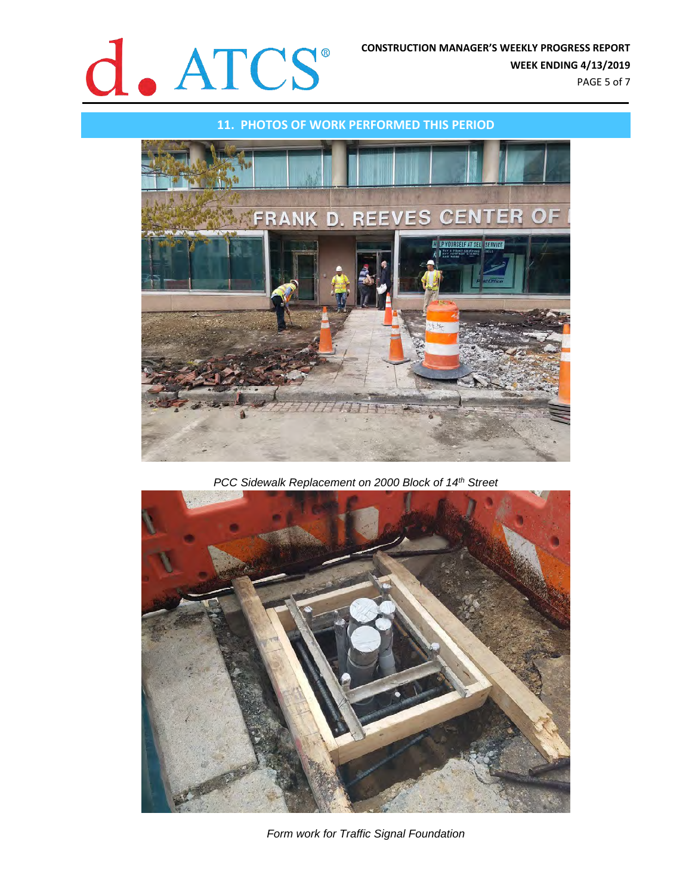## 11. PHOTOS OF WORK PERFORMED THIS PERIOD

*PCC Sidewalk Replacement on 2000 Block of 14th Street*

*Form work for Traffic Signal Foundation*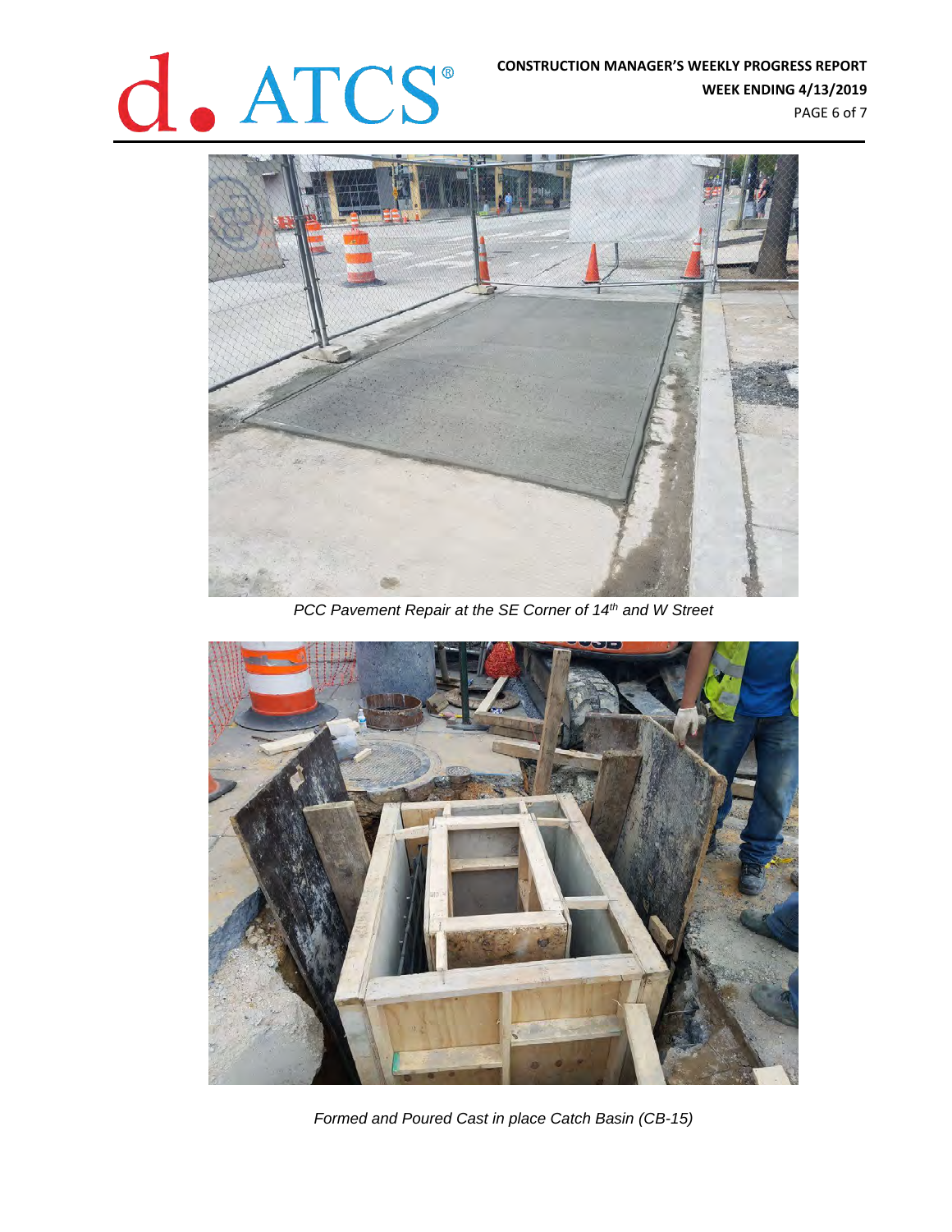PCC Pavement Repair at the SE Corner of 14th and W Street

Formed and Poured Cast in place Catch Basin (CB-15)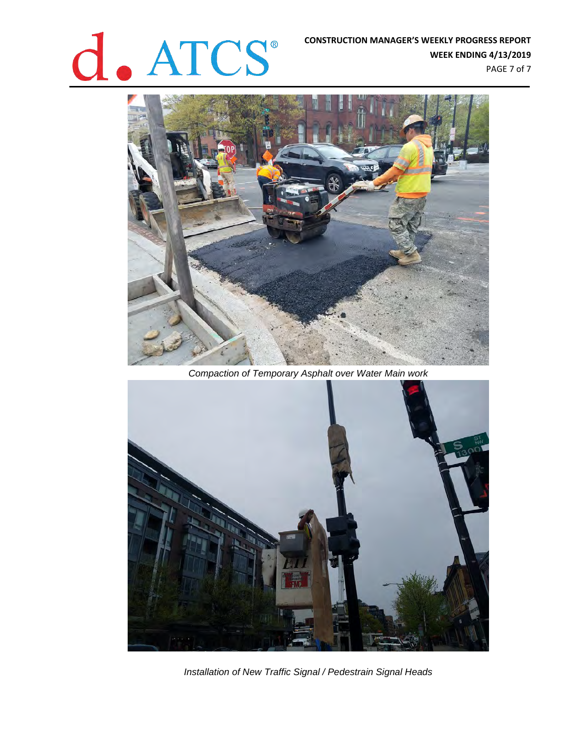*Compaction of Temporary Asphalt over Water Main work*

*Installation of New Traffic Signal / Pedestrain Signal Heads*